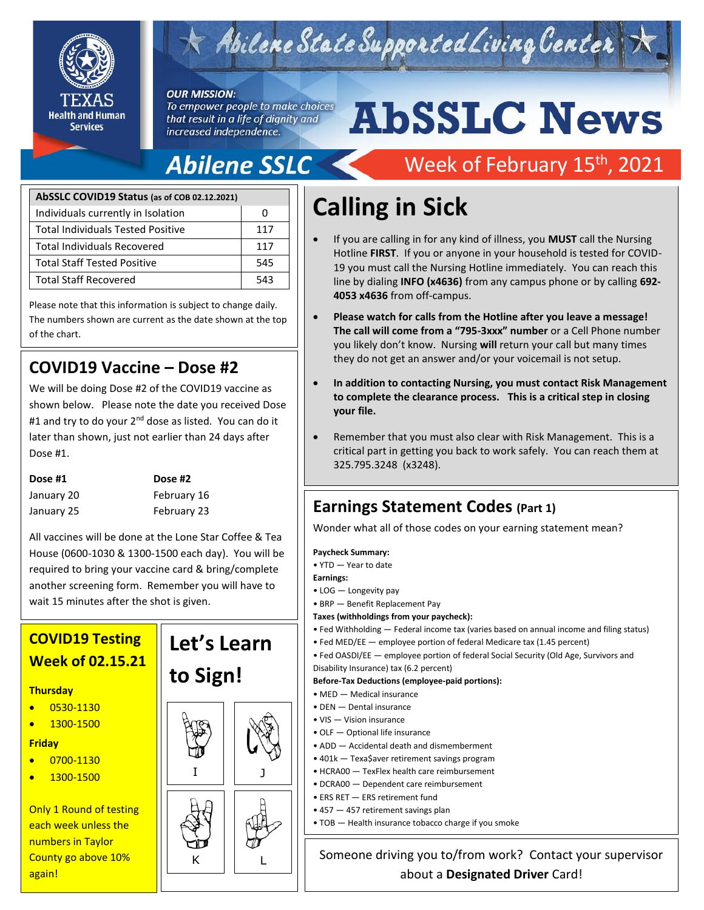# Abilene State Supported Living Center

**OUR MISSION:**
*To empower people to make choices that result in a life of dignity and increased independence.*

# AbSSLC News

## Abilene SSLC — Week of February 15th, 2021

| AbSSLC COVID19 Status (as of COB 02.12.2021) | |
|---|---|
| Individuals currently in Isolation | 0 |
| Total Individuals Tested Positive | 117 |
| Total Individuals Recovered | 117 |
| Total Staff Tested Positive | 545 |
| Total Staff Recovered | 543 |

Please note that this information is subject to change daily. The numbers shown are current as the date shown at the top of the chart.

## COVID19 Vaccine – Dose #2

We will be doing Dose #2 of the COVID19 vaccine as shown below. Please note the date you received Dose #1 and try to do your 2nd dose as listed. You can do it later than shown, just not earlier than 24 days after Dose #1.

| Dose #1 | Dose #2 |
|---|---|
| January 20 | February 16 |
| January 25 | February 23 |

All vaccines will be done at the Lone Star Coffee & Tea House (0600-1030 & 1300-1500 each day). You will be required to bring your vaccine card & bring/complete another screening form. Remember you will have to wait 15 minutes after the shot is given.

## COVID19 Testing Week of 02.15.21

**Thursday**

- 0530-1130
- 1300-1500

**Friday**

- 0700-1130
- 1300-1500

Only 1 Round of testing each week unless the numbers in Taylor County go above 10% again!

## Let's Learn to Sign!

I J K L

# Calling in Sick

- If you are calling in for any kind of illness, you **MUST** call the Nursing Hotline **FIRST**. If you or anyone in your household is tested for COVID-19 you must call the Nursing Hotline immediately. You can reach this line by dialing **INFO (x4636)** from any campus phone or by calling **692-4053 x4636** from off-campus.
- **Please watch for calls from the Hotline after you leave a message! The call will come from a "795-3xxx" number** or a Cell Phone number you likely don't know. Nursing **will** return your call but many times they do not get an answer and/or your voicemail is not setup.
- **In addition to contacting Nursing, you must contact Risk Management to complete the clearance process. This is a critical step in closing your file.**
- Remember that you must also clear with Risk Management. This is a critical part in getting you back to work safely. You can reach them at 325.795.3248 (x3248).

## Earnings Statement Codes (Part 1)

Wonder what all of those codes on your earning statement mean?

**Paycheck Summary:**
- YTD — Year to date

**Earnings:**
- LOG — Longevity pay
- BRP — Benefit Replacement Pay

**Taxes (withholdings from your paycheck):**
- Fed Withholding — Federal income tax (varies based on annual income and filing status)
- Fed MED/EE — employee portion of federal Medicare tax (1.45 percent)
- Fed OASDI/EE — employee portion of federal Social Security (Old Age, Survivors and Disability Insurance) tax (6.2 percent)

**Before-Tax Deductions (employee-paid portions):**
- MED — Medical insurance
- DEN — Dental insurance
- VIS — Vision insurance
- OLF — Optional life insurance
- ADD — Accidental death and dismemberment
- 401k — Texa$aver retirement savings program
- HCRA00 — TexFlex health care reimbursement
- DCRA00 — Dependent care reimbursement
- ERS RET — ERS retirement fund
- 457 — 457 retirement savings plan
- TOB — Health insurance tobacco charge if you smoke

Someone driving you to/from work? Contact your supervisor about a **Designated Driver** Card!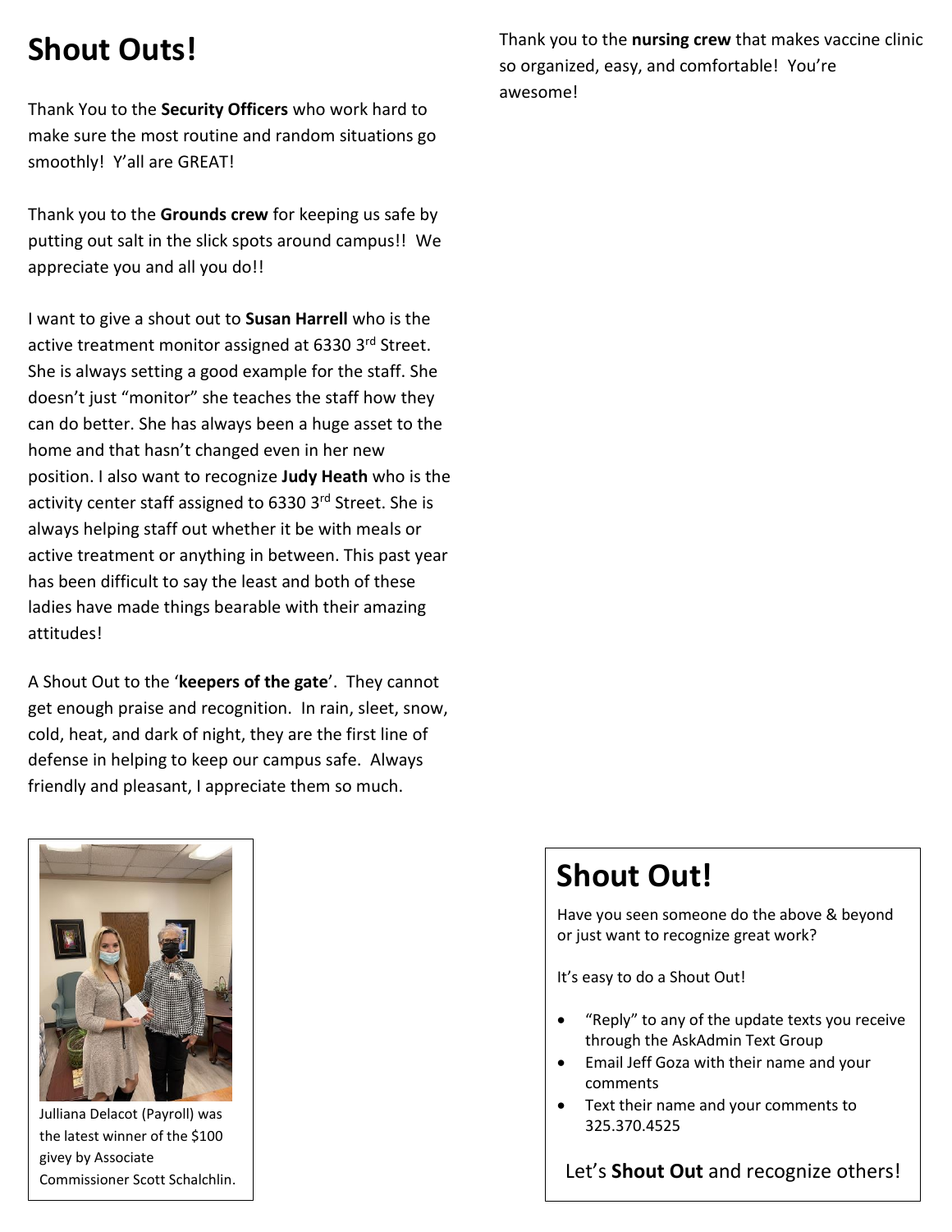# Shout Outs!

Thank You to the **Security Officers** who work hard to make sure the most routine and random situations go smoothly! Y'all are GREAT!

Thank you to the **Grounds crew** for keeping us safe by putting out salt in the slick spots around campus!! We appreciate you and all you do!!

I want to give a shout out to **Susan Harrell** who is the active treatment monitor assigned at 6330 3rd Street. She is always setting a good example for the staff. She doesn't just "monitor" she teaches the staff how they can do better. She has always been a huge asset to the home and that hasn't changed even in her new position. I also want to recognize **Judy Heath** who is the activity center staff assigned to 6330 3rd Street. She is always helping staff out whether it be with meals or active treatment or anything in between. This past year has been difficult to say the least and both of these ladies have made things bearable with their amazing attitudes!

A Shout Out to the '**keepers of the gate**'. They cannot get enough praise and recognition. In rain, sleet, snow, cold, heat, and dark of night, they are the first line of defense in helping to keep our campus safe. Always friendly and pleasant, I appreciate them so much.

Thank you to the **nursing crew** that makes vaccine clinic so organized, easy, and comfortable! You're awesome!

Julliana Delacot (Payroll) was the latest winner of the $100 givey by Associate Commissioner Scott Schalchlin.

## Shout Out!

Have you seen someone do the above & beyond or just want to recognize great work?

It's easy to do a Shout Out!

- "Reply" to any of the update texts you receive through the AskAdmin Text Group
- Email Jeff Goza with their name and your comments
- Text their name and your comments to 325.370.4525

Let's **Shout Out** and recognize others!